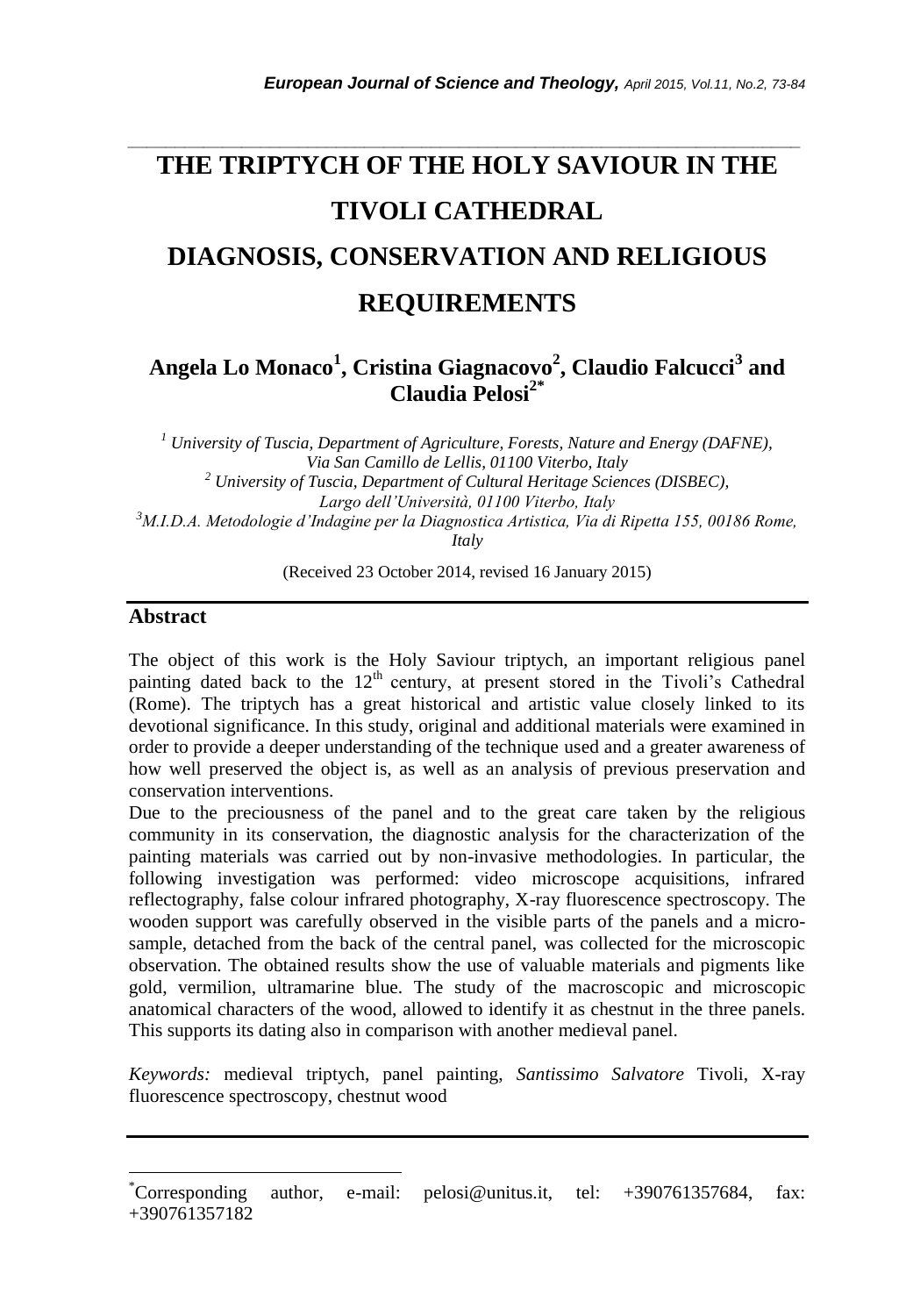# THE TRIPTYCH OF THE HOLY SAVIOUR IN THE TIVOLI CATHEDRAL

# DIAGNOSIS, CONSERVATION AND RELIGIOUS REQUIREMENTS

**Angela Lo Monaco[1], Cristina Giagnacovo[2], Claudio Falcucci[3] and Claudia Pelosi[2*]**

*[1] University of Tuscia, Department of Agriculture, Forests, Nature and Energy (DAFNE), Via San Camillo de Lellis, 01100 Viterbo, Italy*
*[2] University of Tuscia, Department of Cultural Heritage Sciences (DISBEC), Largo dell'Università, 01100 Viterbo, Italy*
*[3]M.I.D.A. Metodologie d'Indagine per la Diagnostica Artistica, Via di Ripetta 155, 00186 Rome, Italy*

(Received 23 October 2014, revised 16 January 2015)

## Abstract

The object of this work is the Holy Saviour triptych, an important religious panel painting dated back to the 12th century, at present stored in the Tivoli's Cathedral (Rome). The triptych has a great historical and artistic value closely linked to its devotional significance. In this study, original and additional materials were examined in order to provide a deeper understanding of the technique used and a greater awareness of how well preserved the object is, as well as an analysis of previous preservation and conservation interventions.

Due to the preciousness of the panel and to the great care taken by the religious community in its conservation, the diagnostic analysis for the characterization of the painting materials was carried out by non-invasive methodologies. In particular, the following investigation was performed: video microscope acquisitions, infrared reflectography, false colour infrared photography, X-ray fluorescence spectroscopy. The wooden support was carefully observed in the visible parts of the panels and a micro-sample, detached from the back of the central panel, was collected for the microscopic observation. The obtained results show the use of valuable materials and pigments like gold, vermilion, ultramarine blue. The study of the macroscopic and microscopic anatomical characters of the wood, allowed to identify it as chestnut in the three panels. This supports its dating also in comparison with another medieval panel.

*Keywords:* medieval triptych, panel painting, *Santissimo Salvatore* Tivoli, X-ray fluorescence spectroscopy, chestnut wood

---

*Corresponding author, e-mail: pelosi@unitus.it, tel: +390761357684, fax: +390761357182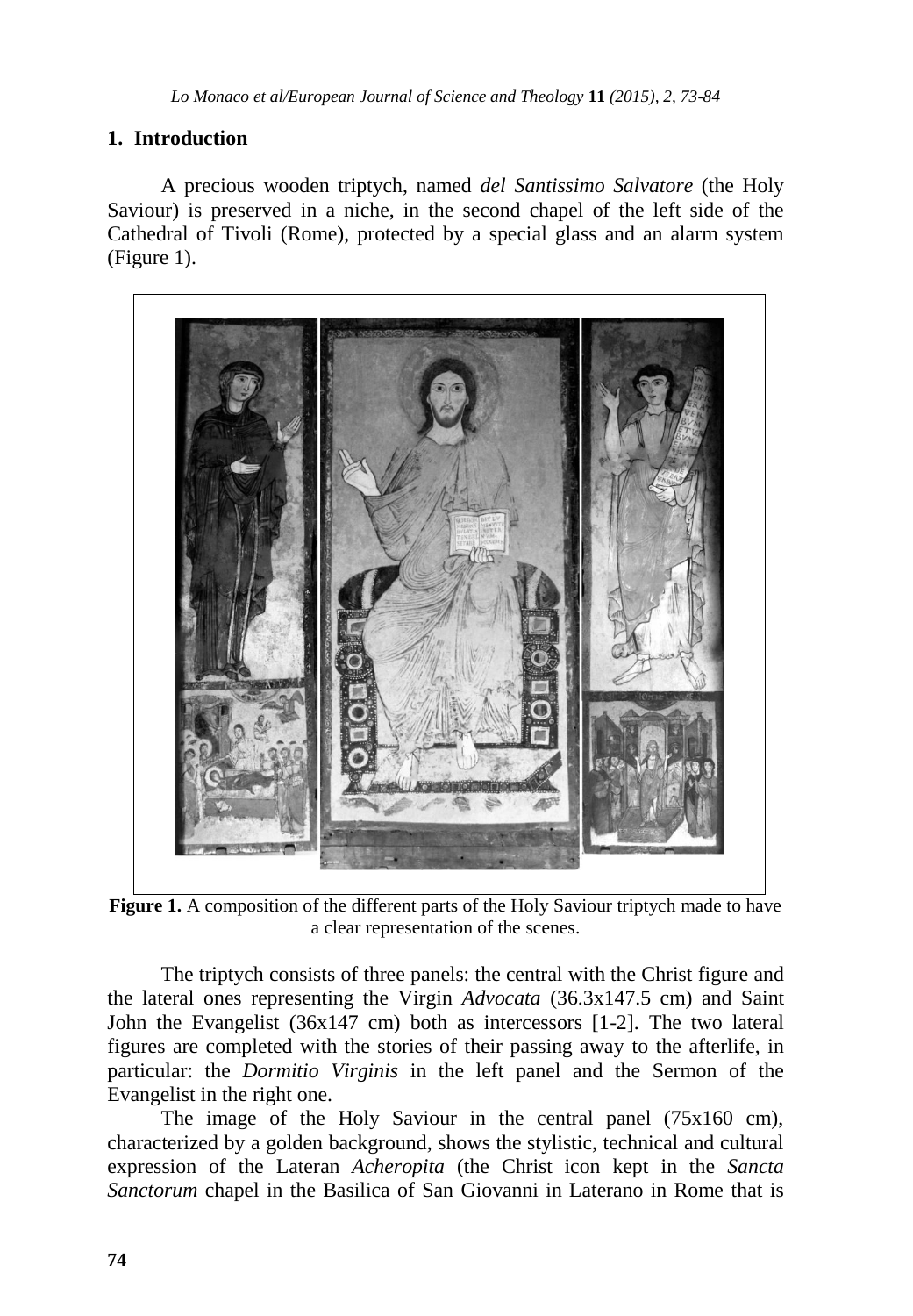## 1. Introduction

A precious wooden triptych, named *del Santissimo Salvatore* (the Holy Saviour) is preserved in a niche, in the second chapel of the left side of the Cathedral of Tivoli (Rome), protected by a special glass and an alarm system (Figure 1).

**Figure 1.** A composition of the different parts of the Holy Saviour triptych made to have a clear representation of the scenes.

The triptych consists of three panels: the central with the Christ figure and the lateral ones representing the Virgin *Advocata* (36.3x147.5 cm) and Saint John the Evangelist (36x147 cm) both as intercessors [1-2]. The two lateral figures are completed with the stories of their passing away to the afterlife, in particular: the *Dormitio Virginis* in the left panel and the Sermon of the Evangelist in the right one.

The image of the Holy Saviour in the central panel (75x160 cm), characterized by a golden background, shows the stylistic, technical and cultural expression of the Lateran *Acheropita* (the Christ icon kept in the *Sancta Sanctorum* chapel in the Basilica of San Giovanni in Laterano in Rome that is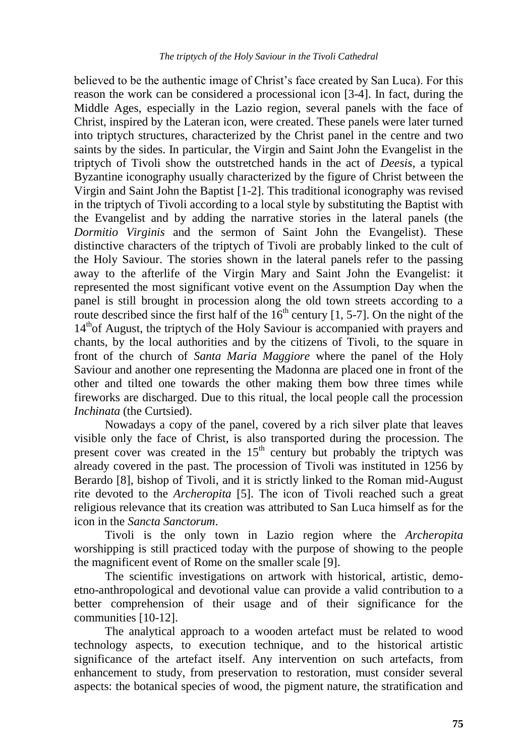believed to be the authentic image of Christ's face created by San Luca). For this reason the work can be considered a processional icon [3-4]. In fact, during the Middle Ages, especially in the Lazio region, several panels with the face of Christ, inspired by the Lateran icon, were created. These panels were later turned into triptych structures, characterized by the Christ panel in the centre and two saints by the sides. In particular, the Virgin and Saint John the Evangelist in the triptych of Tivoli show the outstretched hands in the act of *Deesis*, a typical Byzantine iconography usually characterized by the figure of Christ between the Virgin and Saint John the Baptist [1-2]. This traditional iconography was revised in the triptych of Tivoli according to a local style by substituting the Baptist with the Evangelist and by adding the narrative stories in the lateral panels (the *Dormitio Virginis* and the sermon of Saint John the Evangelist). These distinctive characters of the triptych of Tivoli are probably linked to the cult of the Holy Saviour. The stories shown in the lateral panels refer to the passing away to the afterlife of the Virgin Mary and Saint John the Evangelist: it represented the most significant votive event on the Assumption Day when the panel is still brought in procession along the old town streets according to a route described since the first half of the 16th century [1, 5-7]. On the night of the 14th of August, the triptych of the Holy Saviour is accompanied with prayers and chants, by the local authorities and by the citizens of Tivoli, to the square in front of the church of *Santa Maria Maggiore* where the panel of the Holy Saviour and another one representing the Madonna are placed one in front of the other and tilted one towards the other making them bow three times while fireworks are discharged. Due to this ritual, the local people call the procession *Inchinata* (the Curtsied).

Nowadays a copy of the panel, covered by a rich silver plate that leaves visible only the face of Christ, is also transported during the procession. The present cover was created in the 15th century but probably the triptych was already covered in the past. The procession of Tivoli was instituted in 1256 by Berardo [8], bishop of Tivoli, and it is strictly linked to the Roman mid-August rite devoted to the *Archeropita* [5]. The icon of Tivoli reached such a great religious relevance that its creation was attributed to San Luca himself as for the icon in the *Sancta Sanctorum*.

Tivoli is the only town in Lazio region where the *Archeropita* worshipping is still practiced today with the purpose of showing to the people the magnificent event of Rome on the smaller scale [9].

The scientific investigations on artwork with historical, artistic, demo-etno-anthropological and devotional value can provide a valid contribution to a better comprehension of their usage and of their significance for the communities [10-12].

The analytical approach to a wooden artefact must be related to wood technology aspects, to execution technique, and to the historical artistic significance of the artefact itself. Any intervention on such artefacts, from enhancement to study, from preservation to restoration, must consider several aspects: the botanical species of wood, the pigment nature, the stratification and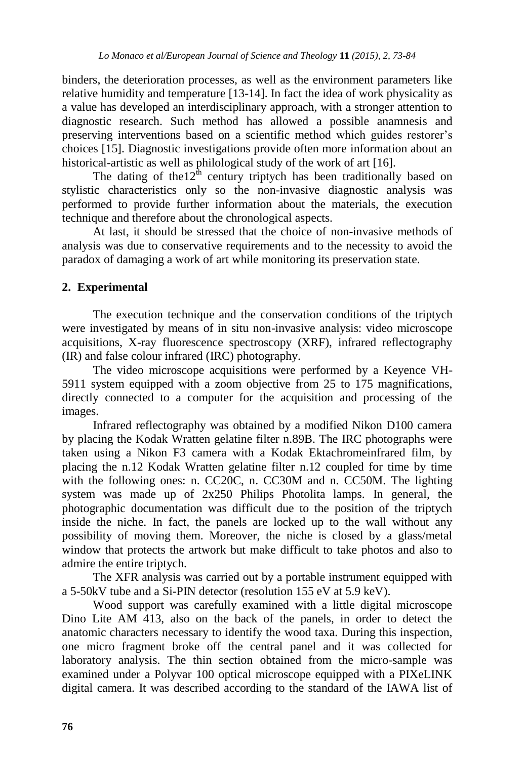binders, the deterioration processes, as well as the environment parameters like relative humidity and temperature [13-14]. In fact the idea of work physicality as a value has developed an interdisciplinary approach, with a stronger attention to diagnostic research. Such method has allowed a possible anamnesis and preserving interventions based on a scientific method which guides restorer's choices [15]. Diagnostic investigations provide often more information about an historical-artistic as well as philological study of the work of art [16].

The dating of the12$^{th}$ century triptych has been traditionally based on stylistic characteristics only so the non-invasive diagnostic analysis was performed to provide further information about the materials, the execution technique and therefore about the chronological aspects.

At last, it should be stressed that the choice of non-invasive methods of analysis was due to conservative requirements and to the necessity to avoid the paradox of damaging a work of art while monitoring its preservation state.

## 2. Experimental

The execution technique and the conservation conditions of the triptych were investigated by means of in situ non-invasive analysis: video microscope acquisitions, X-ray fluorescence spectroscopy (XRF), infrared reflectography (IR) and false colour infrared (IRC) photography.

The video microscope acquisitions were performed by a Keyence VH-5911 system equipped with a zoom objective from 25 to 175 magnifications, directly connected to a computer for the acquisition and processing of the images.

Infrared reflectography was obtained by a modified Nikon D100 camera by placing the Kodak Wratten gelatine filter n.89B. The IRC photographs were taken using a Nikon F3 camera with a Kodak Ektachromeinfrared film, by placing the n.12 Kodak Wratten gelatine filter n.12 coupled for time by time with the following ones: n. CC20C, n. CC30M and n. CC50M. The lighting system was made up of 2x250 Philips Photolita lamps. In general, the photographic documentation was difficult due to the position of the triptych inside the niche. In fact, the panels are locked up to the wall without any possibility of moving them. Moreover, the niche is closed by a glass/metal window that protects the artwork but make difficult to take photos and also to admire the entire triptych.

The XFR analysis was carried out by a portable instrument equipped with a 5-50kV tube and a Si-PIN detector (resolution 155 eV at 5.9 keV).

Wood support was carefully examined with a little digital microscope Dino Lite AM 413, also on the back of the panels, in order to detect the anatomic characters necessary to identify the wood taxa. During this inspection, one micro fragment broke off the central panel and it was collected for laboratory analysis. The thin section obtained from the micro-sample was examined under a Polyvar 100 optical microscope equipped with a PIXeLINK digital camera. It was described according to the standard of the IAWA list of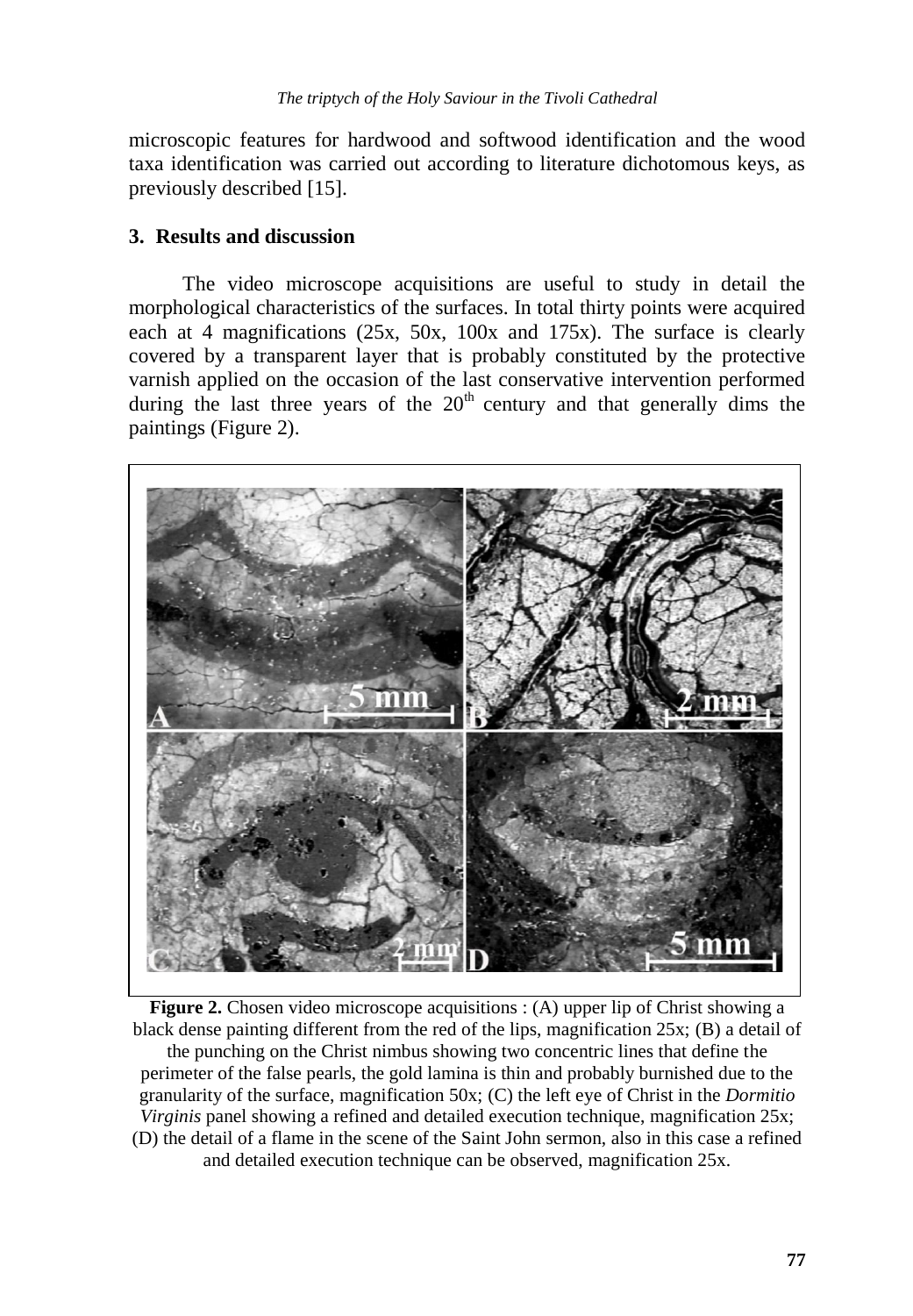microscopic features for hardwood and softwood identification and the wood taxa identification was carried out according to literature dichotomous keys, as previously described [15].

## 3. Results and discussion

The video microscope acquisitions are useful to study in detail the morphological characteristics of the surfaces. In total thirty points were acquired each at 4 magnifications (25x, 50x, 100x and 175x). The surface is clearly covered by a transparent layer that is probably constituted by the protective varnish applied on the occasion of the last conservative intervention performed during the last three years of the $20^{th}$ century and that generally dims the paintings (Figure 2).

**Figure 2.** Chosen video microscope acquisitions : (A) upper lip of Christ showing a black dense painting different from the red of the lips, magnification 25x; (B) a detail of the punching on the Christ nimbus showing two concentric lines that define the perimeter of the false pearls, the gold lamina is thin and probably burnished due to the granularity of the surface, magnification 50x; (C) the left eye of Christ in the *Dormitio Virginis* panel showing a refined and detailed execution technique, magnification 25x; (D) the detail of a flame in the scene of the Saint John sermon, also in this case a refined and detailed execution technique can be observed, magnification 25x.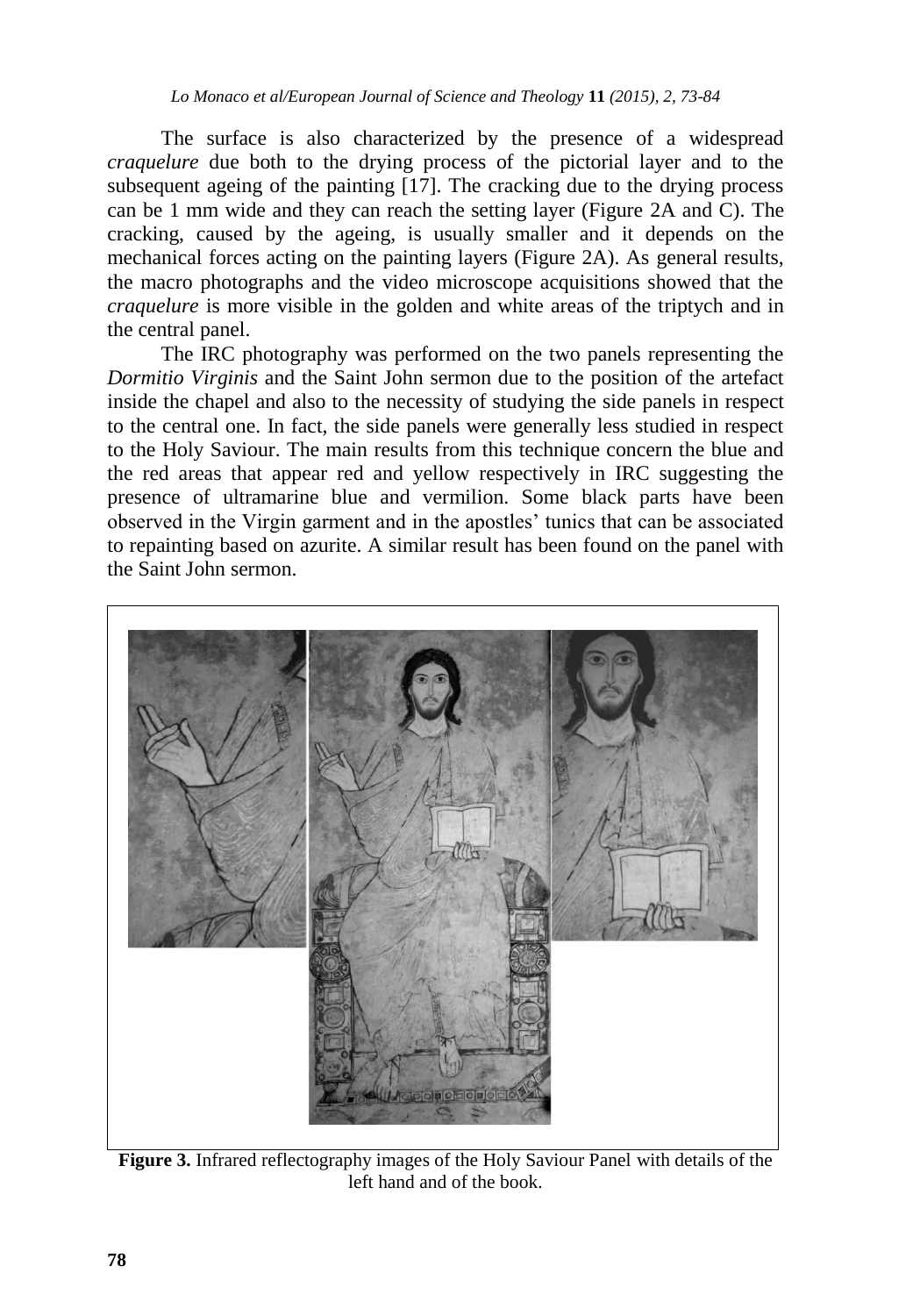The surface is also characterized by the presence of a widespread *craquelure* due both to the drying process of the pictorial layer and to the subsequent ageing of the painting [17]. The cracking due to the drying process can be 1 mm wide and they can reach the setting layer (Figure 2A and C). The cracking, caused by the ageing, is usually smaller and it depends on the mechanical forces acting on the painting layers (Figure 2A). As general results, the macro photographs and the video microscope acquisitions showed that the *craquelure* is more visible in the golden and white areas of the triptych and in the central panel.

The IRC photography was performed on the two panels representing the *Dormitio Virginis* and the Saint John sermon due to the position of the artefact inside the chapel and also to the necessity of studying the side panels in respect to the central one. In fact, the side panels were generally less studied in respect to the Holy Saviour. The main results from this technique concern the blue and the red areas that appear red and yellow respectively in IRC suggesting the presence of ultramarine blue and vermilion. Some black parts have been observed in the Virgin garment and in the apostles' tunics that can be associated to repainting based on azurite. A similar result has been found on the panel with the Saint John sermon.

**Figure 3.** Infrared reflectography images of the Holy Saviour Panel with details of the left hand and of the book.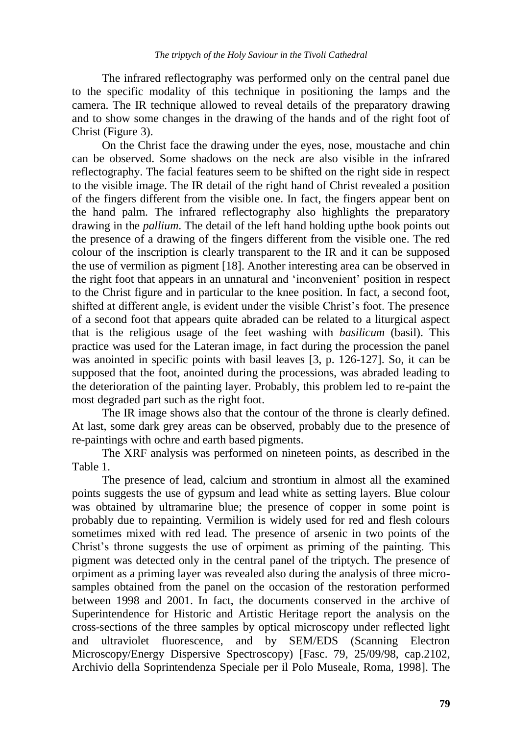The infrared reflectography was performed only on the central panel due to the specific modality of this technique in positioning the lamps and the camera. The IR technique allowed to reveal details of the preparatory drawing and to show some changes in the drawing of the hands and of the right foot of Christ (Figure 3).

On the Christ face the drawing under the eyes, nose, moustache and chin can be observed. Some shadows on the neck are also visible in the infrared reflectography. The facial features seem to be shifted on the right side in respect to the visible image. The IR detail of the right hand of Christ revealed a position of the fingers different from the visible one. In fact, the fingers appear bent on the hand palm. The infrared reflectography also highlights the preparatory drawing in the *pallium*. The detail of the left hand holding upthe book points out the presence of a drawing of the fingers different from the visible one. The red colour of the inscription is clearly transparent to the IR and it can be supposed the use of vermilion as pigment [18]. Another interesting area can be observed in the right foot that appears in an unnatural and 'inconvenient' position in respect to the Christ figure and in particular to the knee position. In fact, a second foot, shifted at different angle, is evident under the visible Christ's foot. The presence of a second foot that appears quite abraded can be related to a liturgical aspect that is the religious usage of the feet washing with *basilicum* (basil). This practice was used for the Lateran image, in fact during the procession the panel was anointed in specific points with basil leaves [3, p. 126-127]. So, it can be supposed that the foot, anointed during the processions, was abraded leading to the deterioration of the painting layer. Probably, this problem led to re-paint the most degraded part such as the right foot.

The IR image shows also that the contour of the throne is clearly defined. At last, some dark grey areas can be observed, probably due to the presence of re-paintings with ochre and earth based pigments.

The XRF analysis was performed on nineteen points, as described in the Table 1.

The presence of lead, calcium and strontium in almost all the examined points suggests the use of gypsum and lead white as setting layers. Blue colour was obtained by ultramarine blue; the presence of copper in some point is probably due to repainting. Vermilion is widely used for red and flesh colours sometimes mixed with red lead. The presence of arsenic in two points of the Christ's throne suggests the use of orpiment as priming of the painting. This pigment was detected only in the central panel of the triptych. The presence of orpiment as a priming layer was revealed also during the analysis of three micro-samples obtained from the panel on the occasion of the restoration performed between 1998 and 2001. In fact, the documents conserved in the archive of Superintendence for Historic and Artistic Heritage report the analysis on the cross-sections of the three samples by optical microscopy under reflected light and ultraviolet fluorescence, and by SEM/EDS (Scanning Electron Microscopy/Energy Dispersive Spectroscopy) [Fasc. 79, 25/09/98, cap.2102, Archivio della Soprintendenza Speciale per il Polo Museale, Roma, 1998]. The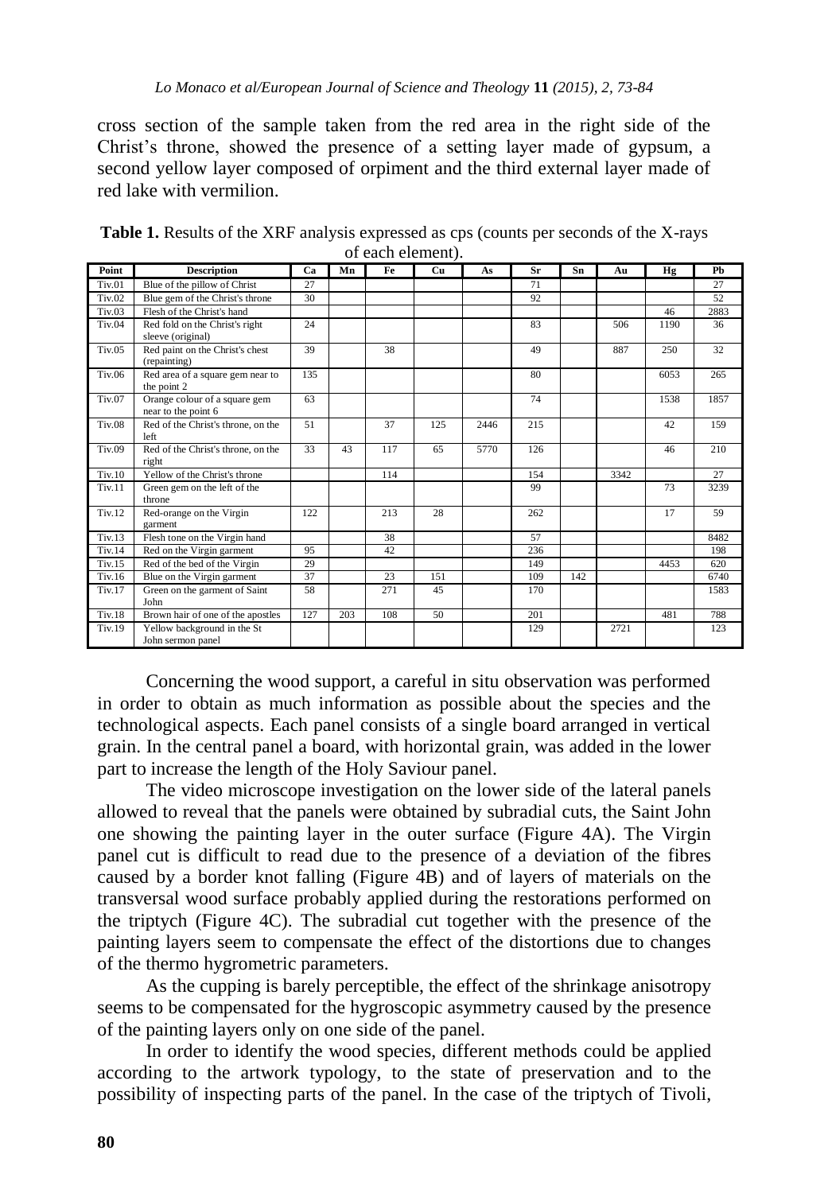cross section of the sample taken from the red area in the right side of the Christ's throne, showed the presence of a setting layer made of gypsum, a second yellow layer composed of orpiment and the third external layer made of red lake with vermilion.

**Table 1.** Results of the XRF analysis expressed as cps (counts per seconds of the X-rays of each element).

| Point | Description | Ca | Mn | Fe | Cu | As | Sr | Sn | Au | Hg | Pb |
|---|---|---|---|---|---|---|---|---|---|---|---|
| Tiv.01 | Blue of the pillow of Christ | 27 | | | | | 71 | | | | 27 |
| Tiv.02 | Blue gem of the Christ's throne | 30 | | | | | 92 | | | | 52 |
| Tiv.03 | Flesh of the Christ's hand | | | | | | | | | 46 | 2883 |
| Tiv.04 | Red fold on the Christ's right sleeve (original) | 24 | | | | | 83 | | 506 | 1190 | 36 |
| Tiv.05 | Red paint on the Christ's chest (repainting) | 39 | | 38 | | | 49 | | 887 | 250 | 32 |
| Tiv.06 | Red area of a square gem near to the point 2 | 135 | | | | | 80 | | | 6053 | 265 |
| Tiv.07 | Orange colour of a square gem near to the point 6 | 63 | | | | | 74 | | | 1538 | 1857 |
| Tiv.08 | Red of the Christ's throne, on the left | 51 | | 37 | 125 | 2446 | 215 | | | 42 | 159 |
| Tiv.09 | Red of the Christ's throne, on the right | 33 | 43 | 117 | 65 | 5770 | 126 | | | 46 | 210 |
| Tiv.10 | Yellow of the Christ's throne | | | 114 | | | 154 | | 3342 | | 27 |
| Tiv.11 | Green gem on the left of the throne | | | | | | 99 | | | 73 | 3239 |
| Tiv.12 | Red-orange on the Virgin garment | 122 | | 213 | 28 | | 262 | | | 17 | 59 |
| Tiv.13 | Flesh tone on the Virgin hand | | | 38 | | | 57 | | | | 8482 |
| Tiv.14 | Red on the Virgin garment | 95 | | 42 | | | 236 | | | | 198 |
| Tiv.15 | Red of the bed of the Virgin | 29 | | | | | 149 | | | 4453 | 620 |
| Tiv.16 | Blue on the Virgin garment | 37 | | 23 | 151 | | 109 | 142 | | | 6740 |
| Tiv.17 | Green on the garment of Saint John | 58 | | 271 | 45 | | 170 | | | | 1583 |
| Tiv.18 | Brown hair of one of the apostles | 127 | 203 | 108 | 50 | | 201 | | | 481 | 788 |
| Tiv.19 | Yellow background in the St John sermon panel | | | | | | 129 | | 2721 | | 123 |

Concerning the wood support, a careful in situ observation was performed in order to obtain as much information as possible about the species and the technological aspects. Each panel consists of a single board arranged in vertical grain. In the central panel a board, with horizontal grain, was added in the lower part to increase the length of the Holy Saviour panel.

The video microscope investigation on the lower side of the lateral panels allowed to reveal that the panels were obtained by subradial cuts, the Saint John one showing the painting layer in the outer surface (Figure 4A). The Virgin panel cut is difficult to read due to the presence of a deviation of the fibres caused by a border knot falling (Figure 4B) and of layers of materials on the transversal wood surface probably applied during the restorations performed on the triptych (Figure 4C). The subradial cut together with the presence of the painting layers seem to compensate the effect of the distortions due to changes of the thermo hygrometric parameters.

As the cupping is barely perceptible, the effect of the shrinkage anisotropy seems to be compensated for the hygroscopic asymmetry caused by the presence of the painting layers only on one side of the panel.

In order to identify the wood species, different methods could be applied according to the artwork typology, to the state of preservation and to the possibility of inspecting parts of the panel. In the case of the triptych of Tivoli,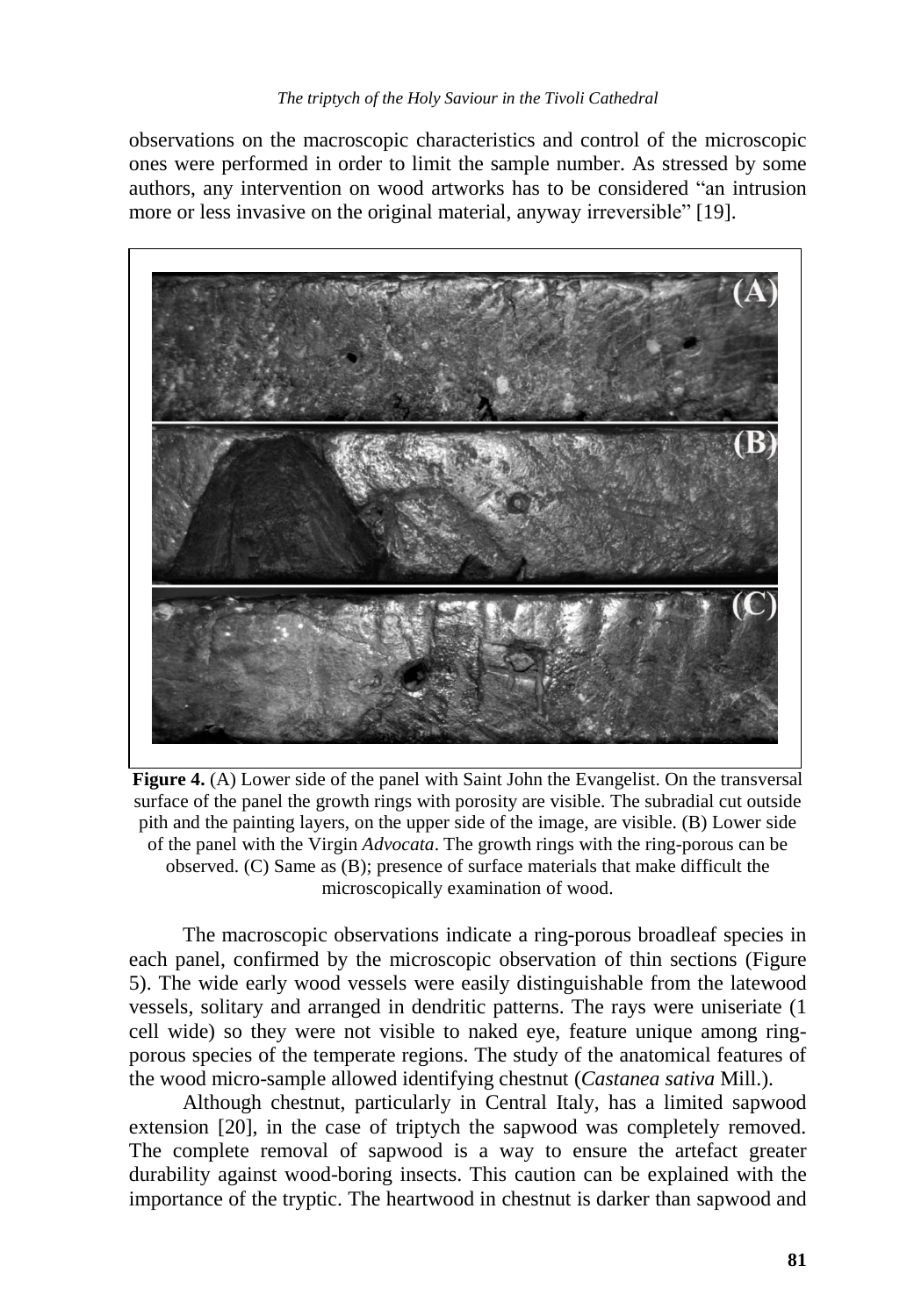observations on the macroscopic characteristics and control of the microscopic ones were performed in order to limit the sample number. As stressed by some authors, any intervention on wood artworks has to be considered "an intrusion more or less invasive on the original material, anyway irreversible" [19].

**Figure 4.** (A) Lower side of the panel with Saint John the Evangelist. On the transversal surface of the panel the growth rings with porosity are visible. The subradial cut outside pith and the painting layers, on the upper side of the image, are visible. (B) Lower side of the panel with the Virgin *Advocata*. The growth rings with the ring-porous can be observed. (C) Same as (B); presence of surface materials that make difficult the microscopically examination of wood.

The macroscopic observations indicate a ring-porous broadleaf species in each panel, confirmed by the microscopic observation of thin sections (Figure 5). The wide early wood vessels were easily distinguishable from the latewood vessels, solitary and arranged in dendritic patterns. The rays were uniseriate (1 cell wide) so they were not visible to naked eye, feature unique among ring-porous species of the temperate regions. The study of the anatomical features of the wood micro-sample allowed identifying chestnut (*Castanea sativa* Mill.).

Although chestnut, particularly in Central Italy, has a limited sapwood extension [20], in the case of triptych the sapwood was completely removed. The complete removal of sapwood is a way to ensure the artefact greater durability against wood-boring insects. This caution can be explained with the importance of the tryptic. The heartwood in chestnut is darker than sapwood and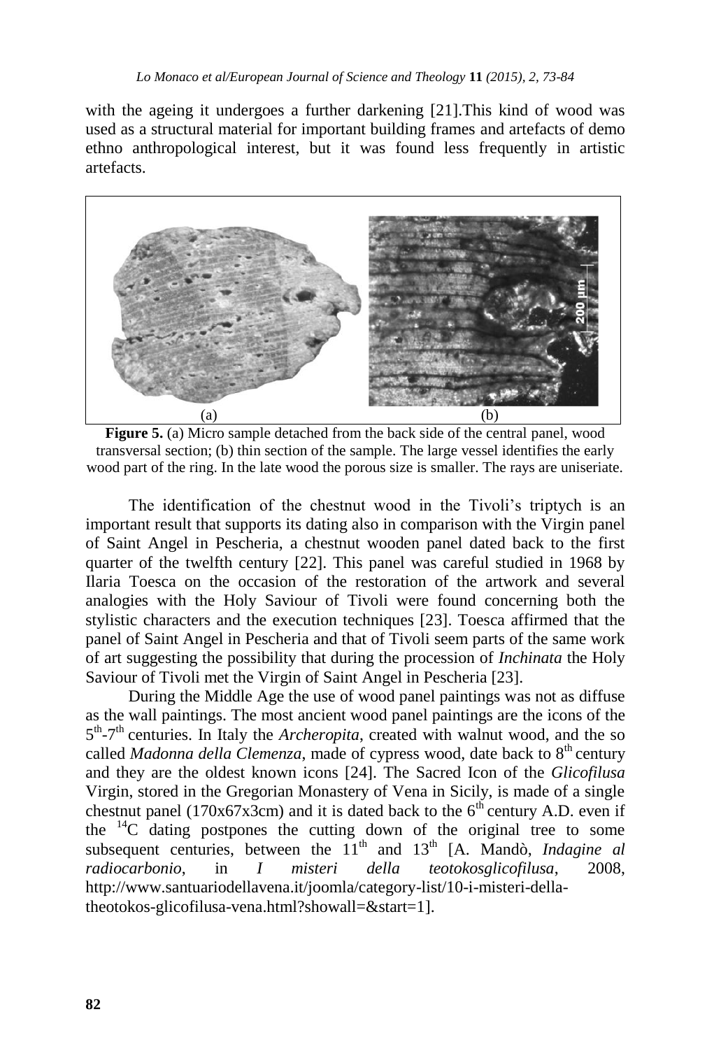with the ageing it undergoes a further darkening [21].This kind of wood was used as a structural material for important building frames and artefacts of demo ethno anthropological interest, but it was found less frequently in artistic artefacts.

**Figure 5.** (a) Micro sample detached from the back side of the central panel, wood transversal section; (b) thin section of the sample. The large vessel identifies the early wood part of the ring. In the late wood the porous size is smaller. The rays are uniseriate.

The identification of the chestnut wood in the Tivoli's triptych is an important result that supports its dating also in comparison with the Virgin panel of Saint Angel in Pescheria, a chestnut wooden panel dated back to the first quarter of the twelfth century [22]. This panel was careful studied in 1968 by Ilaria Toesca on the occasion of the restoration of the artwork and several analogies with the Holy Saviour of Tivoli were found concerning both the stylistic characters and the execution techniques [23]. Toesca affirmed that the panel of Saint Angel in Pescheria and that of Tivoli seem parts of the same work of art suggesting the possibility that during the procession of *Inchinata* the Holy Saviour of Tivoli met the Virgin of Saint Angel in Pescheria [23].

During the Middle Age the use of wood panel paintings was not as diffuse as the wall paintings. The most ancient wood panel paintings are the icons of the 5th-7th centuries. In Italy the *Archeropita*, created with walnut wood, and the so called *Madonna della Clemenza*, made of cypress wood, date back to 8th century and they are the oldest known icons [24]. The Sacred Icon of the *Glicofilusa* Virgin, stored in the Gregorian Monastery of Vena in Sicily, is made of a single chestnut panel (170x67x3cm) and it is dated back to the 6th century A.D. even if the $^{14}C$ dating postpones the cutting down of the original tree to some subsequent centuries, between the 11th and 13th [A. Mandò, *Indagine al radiocarbonio*, in *I misteri della teotokosglicofilusa*, 2008, http://www.santuariodellavena.it/joomla/category-list/10-i-misteri-della-theotokos-glicofilusa-vena.html?showall=&start=1].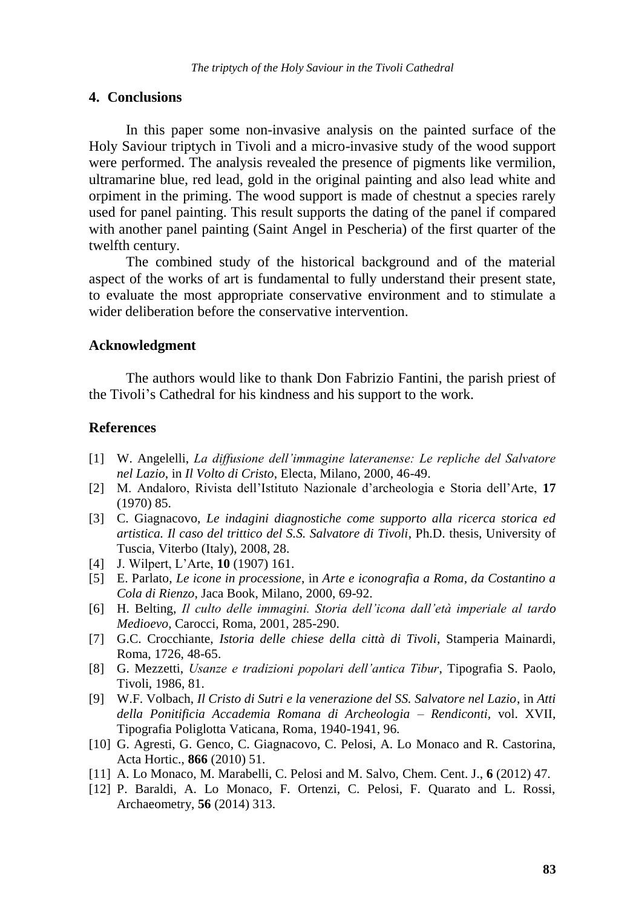## 4. Conclusions

In this paper some non-invasive analysis on the painted surface of the Holy Saviour triptych in Tivoli and a micro-invasive study of the wood support were performed. The analysis revealed the presence of pigments like vermilion, ultramarine blue, red lead, gold in the original painting and also lead white and orpiment in the priming. The wood support is made of chestnut a species rarely used for panel painting. This result supports the dating of the panel if compared with another panel painting (Saint Angel in Pescheria) of the first quarter of the twelfth century.

The combined study of the historical background and of the material aspect of the works of art is fundamental to fully understand their present state, to evaluate the most appropriate conservative environment and to stimulate a wider deliberation before the conservative intervention.

## Acknowledgment

The authors would like to thank Don Fabrizio Fantini, the parish priest of the Tivoli's Cathedral for his kindness and his support to the work.

## References

[1] W. Angelelli, *La diffusione dell'immagine lateranense: Le repliche del Salvatore nel Lazio*, in *Il Volto di Cristo*, Electa, Milano, 2000, 46-49.

[2] M. Andaloro, Rivista dell'Istituto Nazionale d'archeologia e Storia dell'Arte, **17** (1970) 85.

[3] C. Giagnacovo, *Le indagini diagnostiche come supporto alla ricerca storica ed artistica. Il caso del trittico del S.S. Salvatore di Tivoli*, Ph.D. thesis, University of Tuscia, Viterbo (Italy), 2008, 28.

[4] J. Wilpert, L'Arte, **10** (1907) 161.

[5] E. Parlato, *Le icone in processione*, in *Arte e iconografia a Roma, da Costantino a Cola di Rienzo*, Jaca Book, Milano, 2000, 69-92.

[6] H. Belting, *Il culto delle immagini. Storia dell'icona dall'età imperiale al tardo Medioevo*, Carocci, Roma, 2001, 285-290.

[7] G.C. Crocchiante, *Istoria delle chiese della città di Tivoli*, Stamperia Mainardi, Roma, 1726, 48-65.

[8] G. Mezzetti, *Usanze e tradizioni popolari dell'antica Tibur*, Tipografia S. Paolo, Tivoli, 1986, 81.

[9] W.F. Volbach, *Il Cristo di Sutri e la venerazione del SS. Salvatore nel Lazio*, in *Atti della Ponitificia Accademia Romana di Archeologia – Rendiconti*, vol. XVII, Tipografia Poliglotta Vaticana, Roma, 1940-1941, 96.

[10] G. Agresti, G. Genco, C. Giagnacovo, C. Pelosi, A. Lo Monaco and R. Castorina, Acta Hortic., **866** (2010) 51.

[11] A. Lo Monaco, M. Marabelli, C. Pelosi and M. Salvo, Chem. Cent. J., **6** (2012) 47.

[12] P. Baraldi, A. Lo Monaco, F. Ortenzi, C. Pelosi, F. Quarato and L. Rossi, Archaeometry, **56** (2014) 313.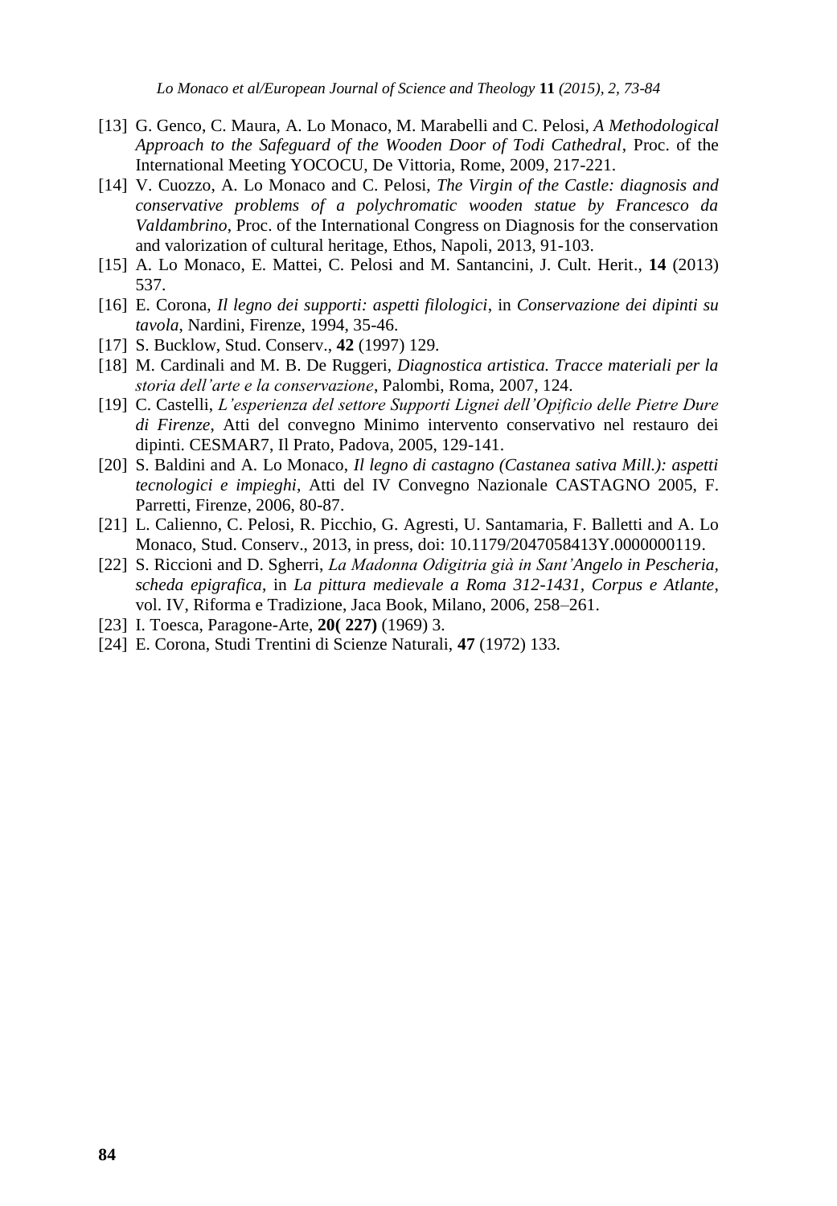[13] G. Genco, C. Maura, A. Lo Monaco, M. Marabelli and C. Pelosi, *A Methodological Approach to the Safeguard of the Wooden Door of Todi Cathedral*, Proc. of the International Meeting YOCOCU, De Vittoria, Rome, 2009, 217-221.

[14] V. Cuozzo, A. Lo Monaco and C. Pelosi, *The Virgin of the Castle: diagnosis and conservative problems of a polychromatic wooden statue by Francesco da Valdambrino*, Proc. of the International Congress on Diagnosis for the conservation and valorization of cultural heritage, Ethos, Napoli, 2013, 91-103.

[15] A. Lo Monaco, E. Mattei, C. Pelosi and M. Santancini, J. Cult. Herit., **14** (2013) 537.

[16] E. Corona, *Il legno dei supporti: aspetti filologici*, in *Conservazione dei dipinti su tavola*, Nardini, Firenze, 1994, 35-46.

[17] S. Bucklow, Stud. Conserv., **42** (1997) 129.

[18] M. Cardinali and M. B. De Ruggeri, *Diagnostica artistica. Tracce materiali per la storia dell'arte e la conservazione*, Palombi, Roma, 2007, 124.

[19] C. Castelli, *L'esperienza del settore Supporti Lignei dell'Opificio delle Pietre Dure di Firenze*, Atti del convegno Minimo intervento conservativo nel restauro dei dipinti. CESMAR7, Il Prato, Padova, 2005, 129-141.

[20] S. Baldini and A. Lo Monaco, *Il legno di castagno (Castanea sativa Mill.): aspetti tecnologici e impieghi*, Atti del IV Convegno Nazionale CASTAGNO 2005, F. Parretti, Firenze, 2006, 80-87.

[21] L. Calienno, C. Pelosi, R. Picchio, G. Agresti, U. Santamaria, F. Balletti and A. Lo Monaco, Stud. Conserv., 2013, in press, doi: 10.1179/2047058413Y.0000000119.

[22] S. Riccioni and D. Sgherri, *La Madonna Odigitria già in Sant'Angelo in Pescheria, scheda epigrafica*, in *La pittura medievale a Roma 312-1431, Corpus e Atlante*, vol. IV, Riforma e Tradizione, Jaca Book, Milano, 2006, 258–261.

[23] I. Toesca, Paragone-Arte, **20( 227)** (1969) 3.

[24] E. Corona, Studi Trentini di Scienze Naturali, **47** (1972) 133.